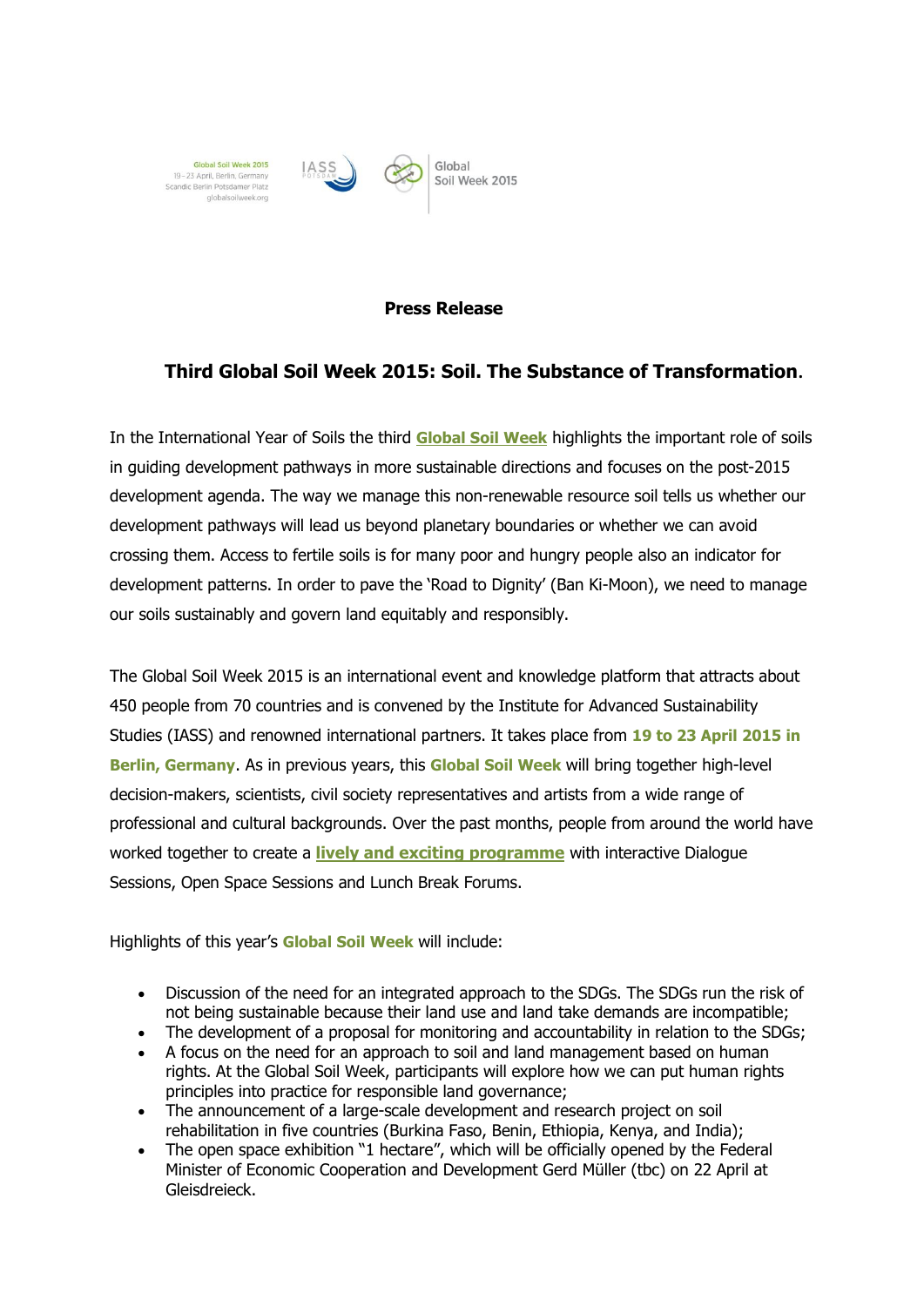Global Soil Week 2015
19 - 23 April, Berlin, Germany
Scandic Berlin Potsdamer Platz
globalsoilweek.org

IASS POTSDAM

Global Soil Week 2015

**Press Release**

## Third Global Soil Week 2015: Soil. The Substance of Transformation.

In the International Year of Soils the third **Global Soil Week** highlights the important role of soils in guiding development pathways in more sustainable directions and focuses on the post-2015 development agenda. The way we manage this non-renewable resource soil tells us whether our development pathways will lead us beyond planetary boundaries or whether we can avoid crossing them. Access to fertile soils is for many poor and hungry people also an indicator for development patterns. In order to pave the 'Road to Dignity' (Ban Ki-Moon), we need to manage our soils sustainably and govern land equitably and responsibly.

The Global Soil Week 2015 is an international event and knowledge platform that attracts about 450 people from 70 countries and is convened by the Institute for Advanced Sustainability Studies (IASS) and renowned international partners. It takes place from **19 to 23 April 2015 in Berlin, Germany**. As in previous years, this **Global Soil Week** will bring together high-level decision-makers, scientists, civil society representatives and artists from a wide range of professional and cultural backgrounds. Over the past months, people from around the world have worked together to create a **lively and exciting programme** with interactive Dialogue Sessions, Open Space Sessions and Lunch Break Forums.

Highlights of this year's **Global Soil Week** will include:

- Discussion of the need for an integrated approach to the SDGs. The SDGs run the risk of not being sustainable because their land use and land take demands are incompatible;
- The development of a proposal for monitoring and accountability in relation to the SDGs;
- A focus on the need for an approach to soil and land management based on human rights. At the Global Soil Week, participants will explore how we can put human rights principles into practice for responsible land governance;
- The announcement of a large-scale development and research project on soil rehabilitation in five countries (Burkina Faso, Benin, Ethiopia, Kenya, and India);
- The open space exhibition "1 hectare", which will be officially opened by the Federal Minister of Economic Cooperation and Development Gerd Müller (tbc) on 22 April at Gleisdreieck.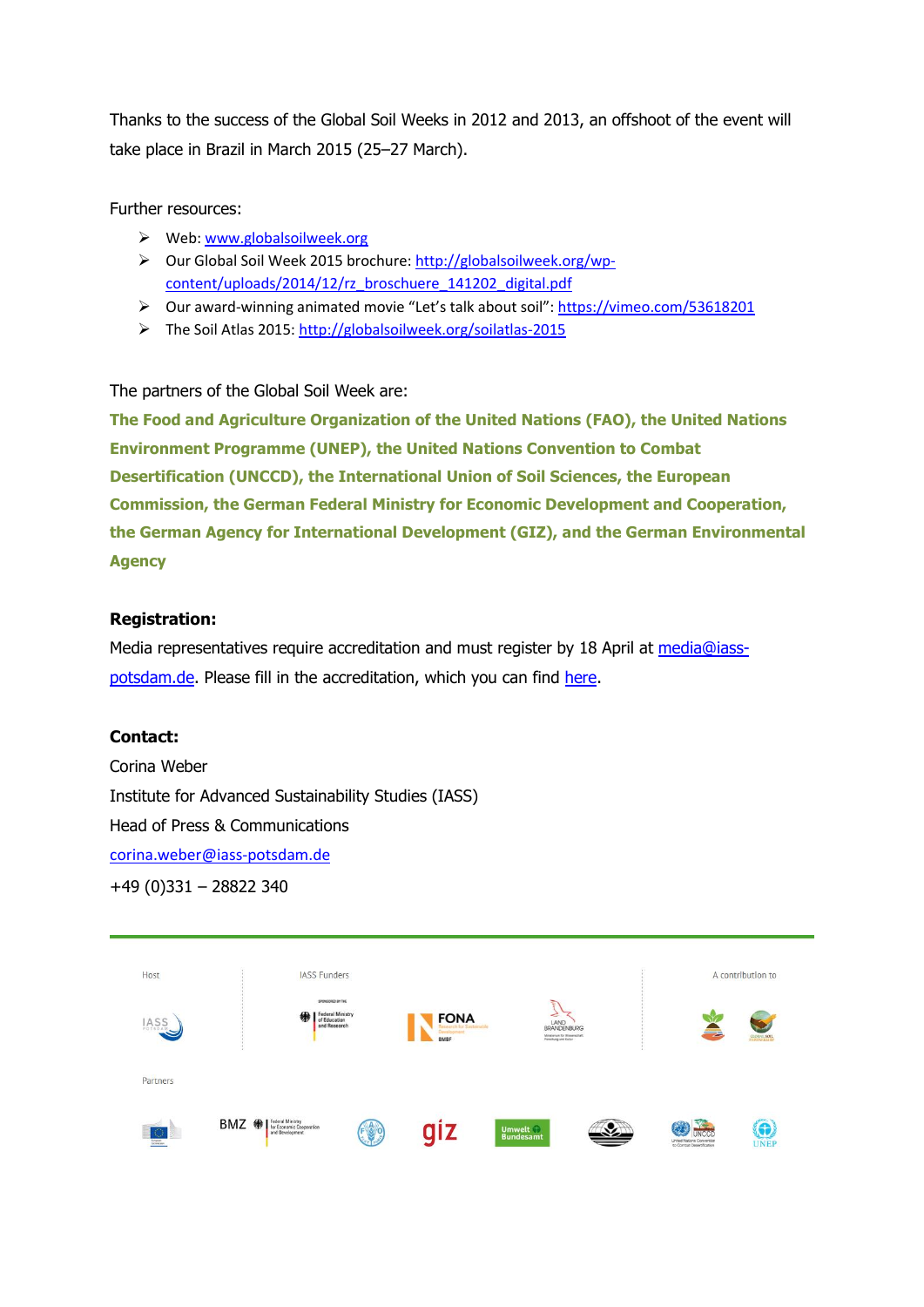Thanks to the success of the Global Soil Weeks in 2012 and 2013, an offshoot of the event will take place in Brazil in March 2015 (25–27 March).

Further resources:

- Web: www.globalsoilweek.org
- Our Global Soil Week 2015 brochure: http://globalsoilweek.org/wp-content/uploads/2014/12/rz_broschuere_141202_digital.pdf
- Our award-winning animated movie "Let's talk about soil": https://vimeo.com/53618201
- The Soil Atlas 2015: http://globalsoilweek.org/soilatlas-2015

The partners of the Global Soil Week are:

**The Food and Agriculture Organization of the United Nations (FAO), the United Nations Environment Programme (UNEP), the United Nations Convention to Combat Desertification (UNCCD), the International Union of Soil Sciences, the European Commission, the German Federal Ministry for Economic Development and Cooperation, the German Agency for International Development (GIZ), and the German Environmental Agency**

**Registration:**

Media representatives require accreditation and must register by 18 April at media@iass-potsdam.de. Please fill in the accreditation, which you can find here.

**Contact:**

Corina Weber
Institute for Advanced Sustainability Studies (IASS)
Head of Press & Communications
corina.weber@iass-potsdam.de
+49 (0)331 – 28822 340

Host

IASS Funders

A contribution to

Partners